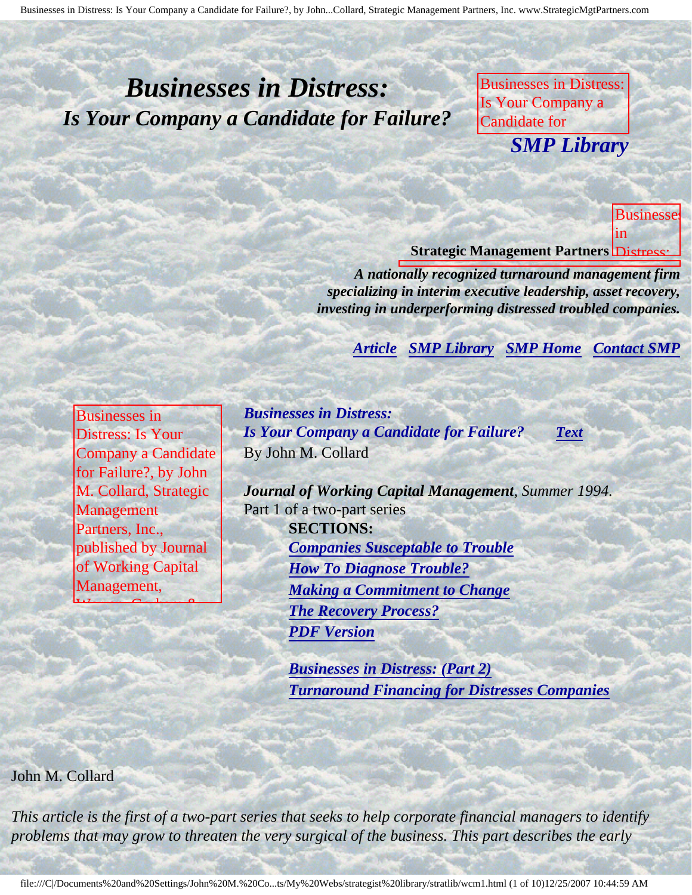# *Businesses in Distress:*
## *Is Your Company a Candidate for Failure?*

Businesses in Distress: Is Your Company a Candidate for

***SMP Library***

Businesses in Distress:

**Strategic Management Partners**

***A nationally recognized turnaround management firm specializing in interim executive leadership, asset recovery, investing in underperforming distressed troubled companies.***

***Article*** ***SMP Library*** ***SMP Home*** ***Contact SMP***

Businesses in Distress: Is Your Company a Candidate for Failure?, by John M. Collard, Strategic Management Partners, Inc., published by Journal of Working Capital Management,

***Businesses in Distress:***
***Is Your Company a Candidate for Failure?*** ***Text***
By John M. Collard

***Journal of Working Capital Management**, Summer 1994.*
Part 1 of a two-part series

**SECTIONS:**

- ***Companies Susceptable to Trouble***
- ***How To Diagnose Trouble?***
- ***Making a Commitment to Change***
- ***The Recovery Process?***
- ***PDF Version***

***Businesses in Distress: (Part 2)***
***Turnaround Financing for Distresses Companies***

John M. Collard

*This article is the first of a two-part series that seeks to help corporate financial managers to identify problems that may grow to threaten the very surgical of the business. This part describes the early*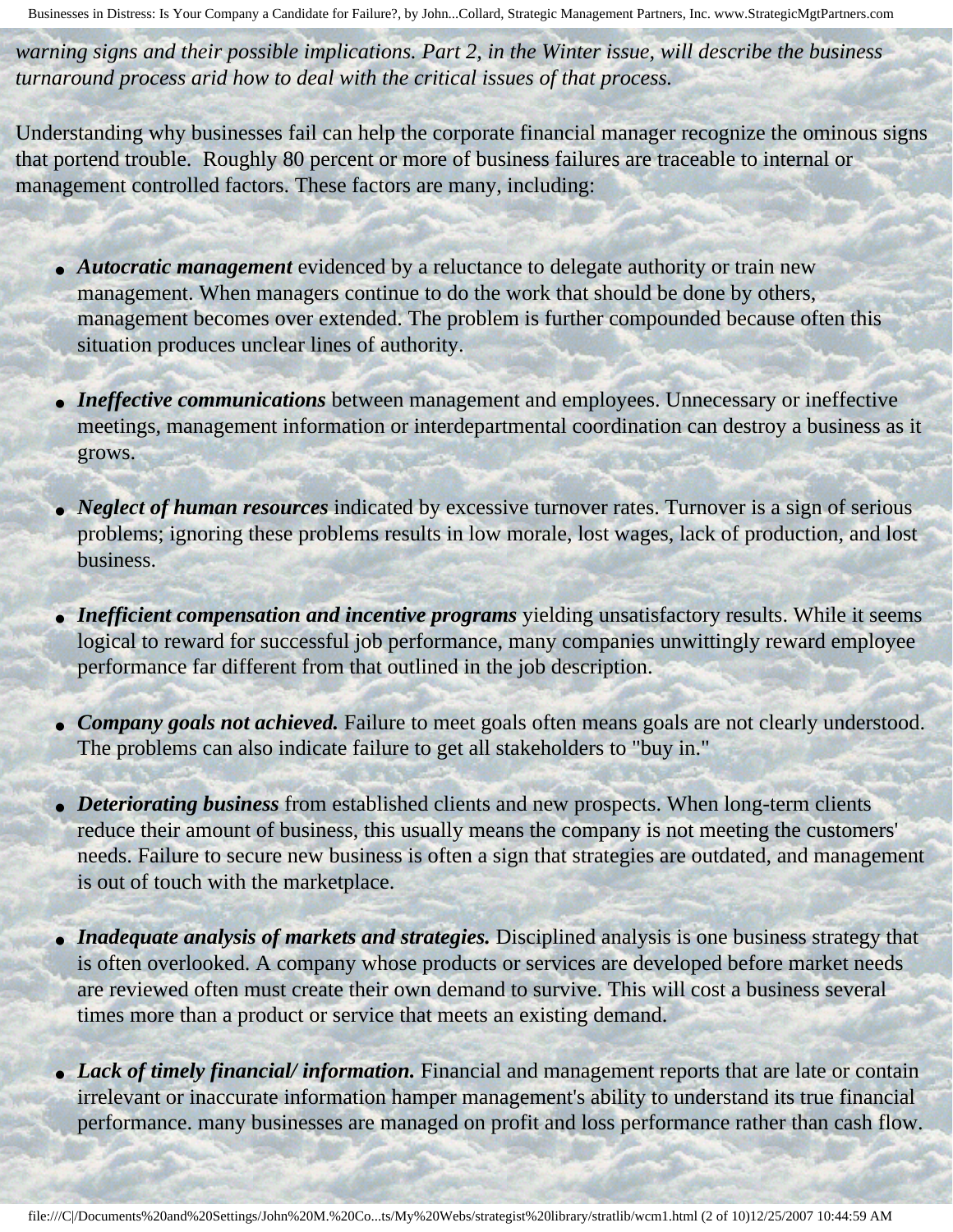*warning signs and their possible implications. Part 2, in the Winter issue, will describe the business turnaround process arid how to deal with the critical issues of that process.*

Understanding why businesses fail can help the corporate financial manager recognize the ominous signs that portend trouble. Roughly 80 percent or more of business failures are traceable to internal or management controlled factors. These factors are many, including:

- ***Autocratic management*** evidenced by a reluctance to delegate authority or train new management. When managers continue to do the work that should be done by others, management becomes over extended. The problem is further compounded because often this situation produces unclear lines of authority.
- ***Ineffective communications*** between management and employees. Unnecessary or ineffective meetings, management information or interdepartmental coordination can destroy a business as it grows.
- ***Neglect of human resources*** indicated by excessive turnover rates. Turnover is a sign of serious problems; ignoring these problems results in low morale, lost wages, lack of production, and lost business.
- ***Inefficient compensation and incentive programs*** yielding unsatisfactory results. While it seems logical to reward for successful job performance, many companies unwittingly reward employee performance far different from that outlined in the job description.
- ***Company goals not achieved.*** Failure to meet goals often means goals are not clearly understood. The problems can also indicate failure to get all stakeholders to "buy in."
- ***Deteriorating business*** from established clients and new prospects. When long-term clients reduce their amount of business, this usually means the company is not meeting the customers' needs. Failure to secure new business is often a sign that strategies are outdated, and management is out of touch with the marketplace.
- ***Inadequate analysis of markets and strategies.*** Disciplined analysis is one business strategy that is often overlooked. A company whose products or services are developed before market needs are reviewed often must create their own demand to survive. This will cost a business several times more than a product or service that meets an existing demand.
- ***Lack of timely financial/ information.*** Financial and management reports that are late or contain irrelevant or inaccurate information hamper management's ability to understand its true financial performance. many businesses are managed on profit and loss performance rather than cash flow.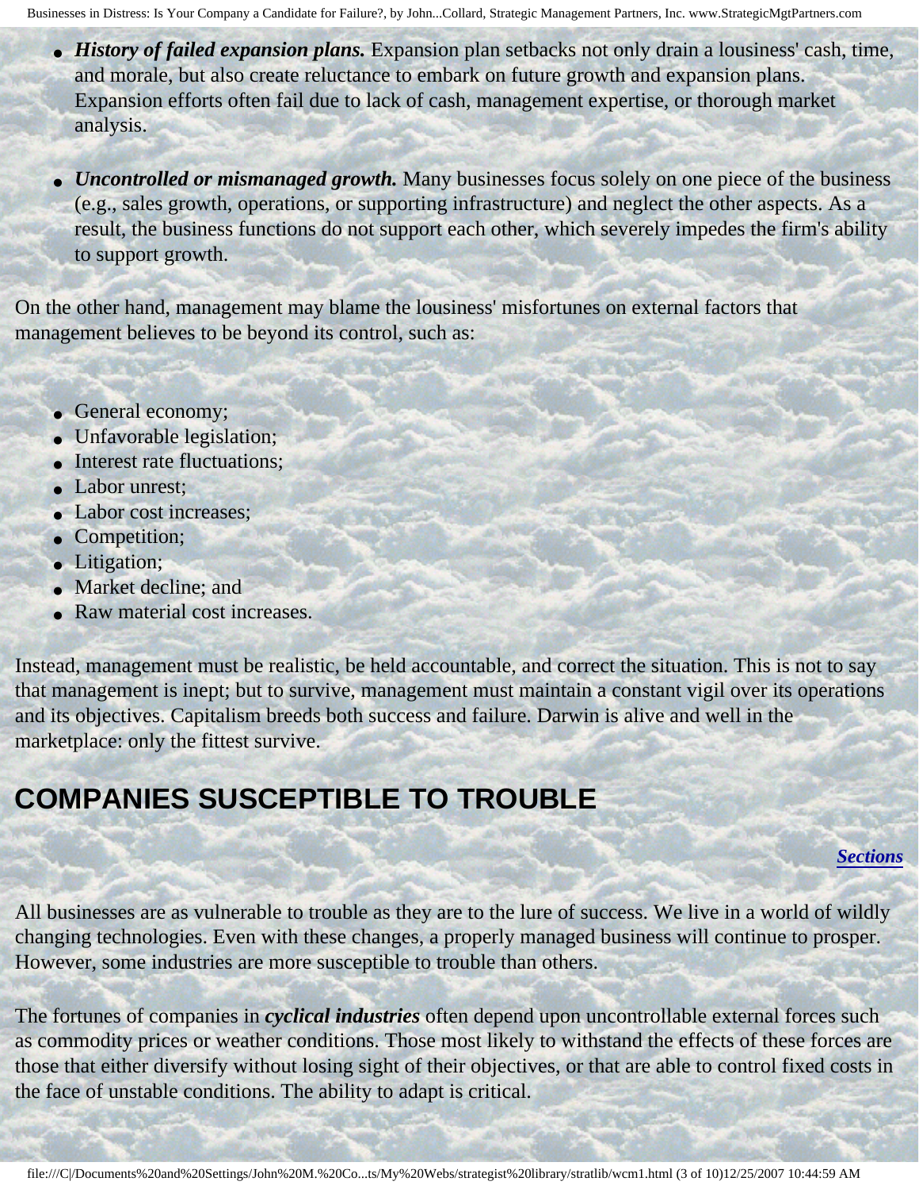- ***History of failed expansion plans.*** Expansion plan setbacks not only drain a lousiness' cash, time, and morale, but also create reluctance to embark on future growth and expansion plans. Expansion efforts often fail due to lack of cash, management expertise, or thorough market analysis.

- ***Uncontrolled or mismanaged growth.*** Many businesses focus solely on one piece of the business (e.g., sales growth, operations, or supporting infrastructure) and neglect the other aspects. As a result, the business functions do not support each other, which severely impedes the firm's ability to support growth.

On the other hand, management may blame the lousiness' misfortunes on external factors that management believes to be beyond its control, such as:

- General economy;
- Unfavorable legislation;
- Interest rate fluctuations;
- Labor unrest;
- Labor cost increases;
- Competition;
- Litigation;
- Market decline; and
- Raw material cost increases.

Instead, management must be realistic, be held accountable, and correct the situation. This is not to say that management is inept; but to survive, management must maintain a constant vigil over its operations and its objectives. Capitalism breeds both success and failure. Darwin is alive and well in the marketplace: only the fittest survive.

## COMPANIES SUSCEPTIBLE TO TROUBLE

***Sections***

All businesses are as vulnerable to trouble as they are to the lure of success. We live in a world of wildly changing technologies. Even with these changes, a properly managed business will continue to prosper. However, some industries are more susceptible to trouble than others.

The fortunes of companies in ***cyclical industries*** often depend upon uncontrollable external forces such as commodity prices or weather conditions. Those most likely to withstand the effects of these forces are those that either diversify without losing sight of their objectives, or that are able to control fixed costs in the face of unstable conditions. The ability to adapt is critical.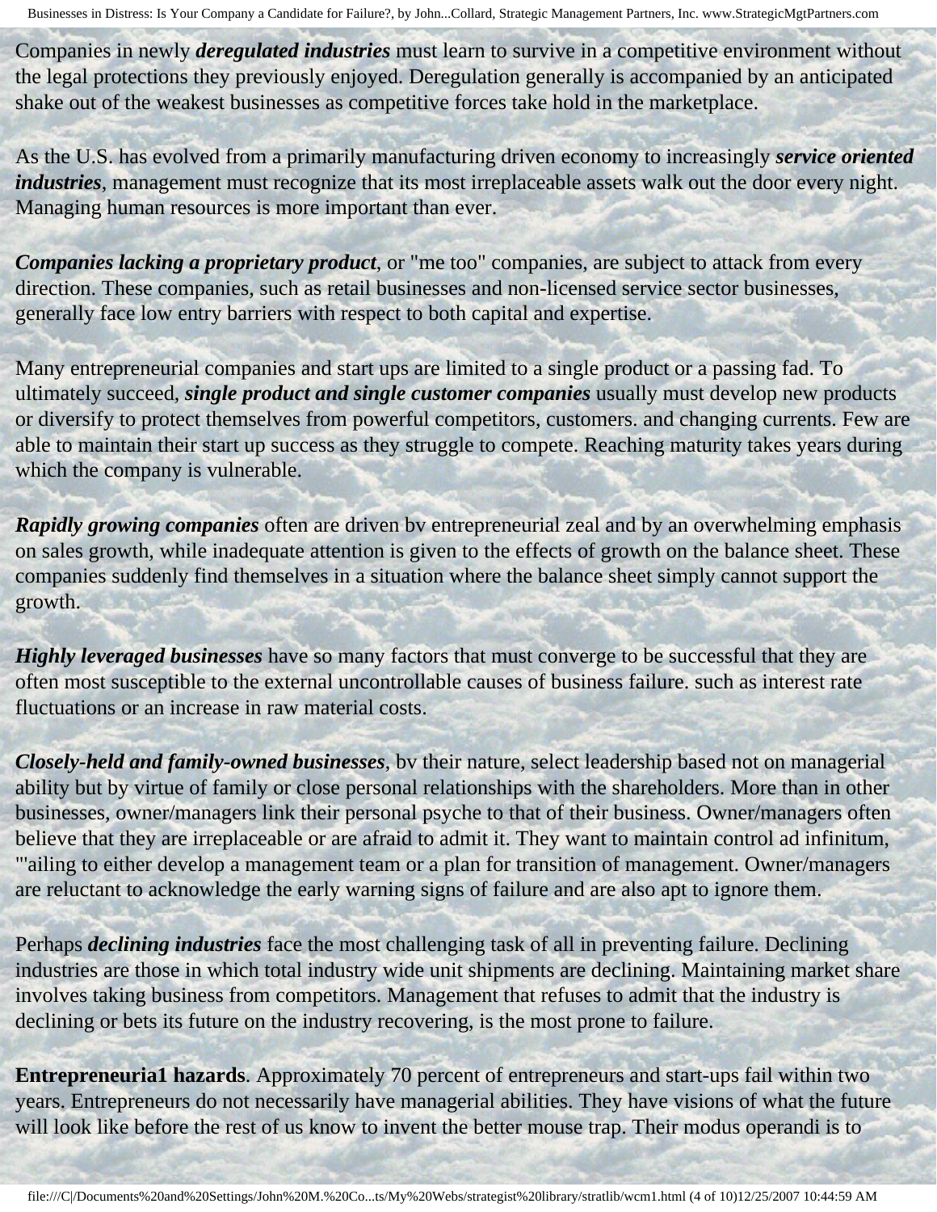Companies in newly ***deregulated industries*** must learn to survive in a competitive environment without the legal protections they previously enjoyed. Deregulation generally is accompanied by an anticipated shake out of the weakest businesses as competitive forces take hold in the marketplace.

As the U.S. has evolved from a primarily manufacturing driven economy to increasingly ***service oriented industries***, management must recognize that its most irreplaceable assets walk out the door every night. Managing human resources is more important than ever.

***Companies lacking a proprietary product***, or "me too" companies, are subject to attack from every direction. These companies, such as retail businesses and non-licensed service sector businesses, generally face low entry barriers with respect to both capital and expertise.

Many entrepreneurial companies and start ups are limited to a single product or a passing fad. To ultimately succeed, ***single product and single customer companies*** usually must develop new products or diversify to protect themselves from powerful competitors, customers. and changing currents. Few are able to maintain their start up success as they struggle to compete. Reaching maturity takes years during which the company is vulnerable.

***Rapidly growing companies*** often are driven bv entrepreneurial zeal and by an overwhelming emphasis on sales growth, while inadequate attention is given to the effects of growth on the balance sheet. These companies suddenly find themselves in a situation where the balance sheet simply cannot support the growth.

***Highly leveraged businesses*** have so many factors that must converge to be successful that they are often most susceptible to the external uncontrollable causes of business failure. such as interest rate fluctuations or an increase in raw material costs.

***Closely-held and family-owned businesses***, bv their nature, select leadership based not on managerial ability but by virtue of family or close personal relationships with the shareholders. More than in other businesses, owner/managers link their personal psyche to that of their business. Owner/managers often believe that they are irreplaceable or are afraid to admit it. They want to maintain control ad infinitum, "'ailing to either develop a management team or a plan for transition of management. Owner/managers are reluctant to acknowledge the early warning signs of failure and are also apt to ignore them.

Perhaps ***declining industries*** face the most challenging task of all in preventing failure. Declining industries are those in which total industry wide unit shipments are declining. Maintaining market share involves taking business from competitors. Management that refuses to admit that the industry is declining or bets its future on the industry recovering, is the most prone to failure.

**Entrepreneuria1 hazards**. Approximately 70 percent of entrepreneurs and start-ups fail within two years. Entrepreneurs do not necessarily have managerial abilities. They have visions of what the future will look like before the rest of us know to invent the better mouse trap. Their modus operandi is to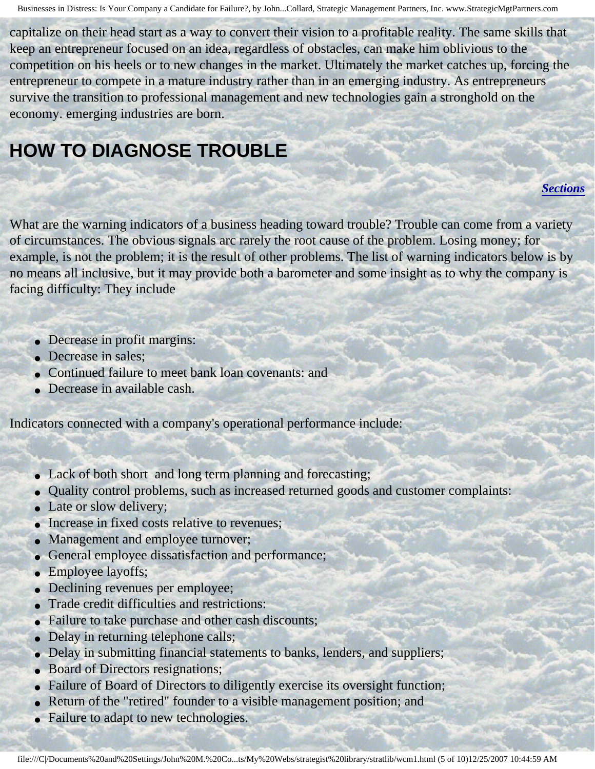capitalize on their head start as a way to convert their vision to a profitable reality. The same skills that keep an entrepreneur focused on an idea, regardless of obstacles, can make him oblivious to the competition on his heels or to new changes in the market. Ultimately the market catches up, forcing the entrepreneur to compete in a mature industry rather than in an emerging industry. As entrepreneurs survive the transition to professional management and new technologies gain a stronghold on the economy. emerging industries are born.

## HOW TO DIAGNOSE TROUBLE

***Sections***

What are the warning indicators of a business heading toward trouble? Trouble can come from a variety of circumstances. The obvious signals arc rarely the root cause of the problem. Losing money; for example, is not the problem; it is the result of other problems. The list of warning indicators below is by no means all inclusive, but it may provide both a barometer and some insight as to why the company is facing difficulty: They include

- Decrease in profit margins:
- Decrease in sales;
- Continued failure to meet bank loan covenants: and
- Decrease in available cash.

Indicators connected with a company's operational performance include:

- Lack of both short and long term planning and forecasting;
- Quality control problems, such as increased returned goods and customer complaints:
- Late or slow delivery;
- Increase in fixed costs relative to revenues;
- Management and employee turnover;
- General employee dissatisfaction and performance;
- Employee layoffs;
- Declining revenues per employee;
- Trade credit difficulties and restrictions:
- Failure to take purchase and other cash discounts;
- Delay in returning telephone calls;
- Delay in submitting financial statements to banks, lenders, and suppliers;
- Board of Directors resignations;
- Failure of Board of Directors to diligently exercise its oversight function;
- Return of the "retired" founder to a visible management position; and
- Failure to adapt to new technologies.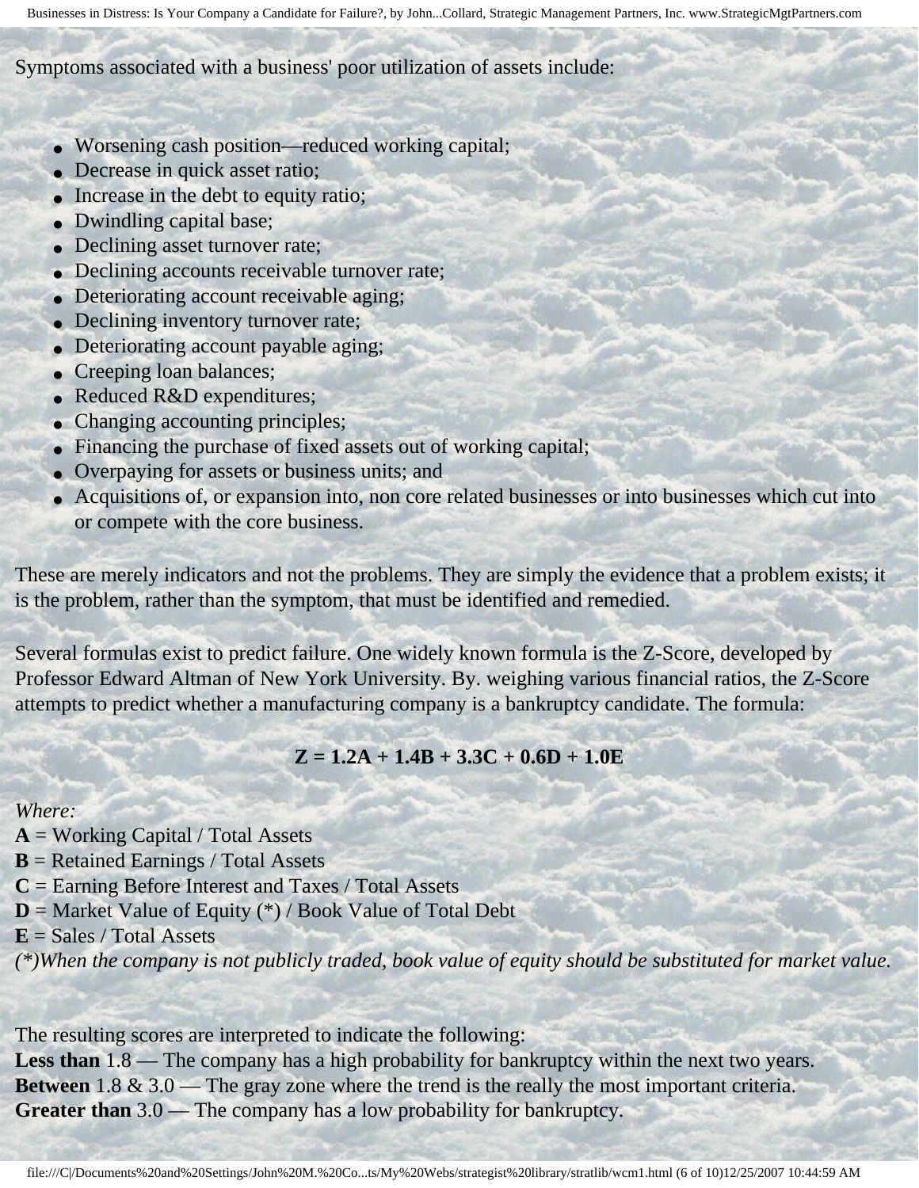Symptoms associated with a business' poor utilization of assets include:

- Worsening cash position—reduced working capital;
- Decrease in quick asset ratio;
- Increase in the debt to equity ratio;
- Dwindling capital base;
- Declining asset turnover rate;
- Declining accounts receivable turnover rate;
- Deteriorating account receivable aging;
- Declining inventory turnover rate;
- Deteriorating account payable aging;
- Creeping loan balances;
- Reduced R&D expenditures;
- Changing accounting principles;
- Financing the purchase of fixed assets out of working capital;
- Overpaying for assets or business units; and
- Acquisitions of, or expansion into, non core related businesses or into businesses which cut into or compete with the core business.

These are merely indicators and not the problems. They are simply the evidence that a problem exists; it is the problem, rather than the symptom, that must be identified and remedied.

Several formulas exist to predict failure. One widely known formula is the Z-Score, developed by Professor Edward Altman of New York University. By. weighing various financial ratios, the Z-Score attempts to predict whether a manufacturing company is a bankruptcy candidate. The formula:

$$Z = 1.2A + 1.4B + 3.3C + 0.6D + 1.0E$$

*Where:*
**A** = Working Capital / Total Assets
**B** = Retained Earnings / Total Assets
**C** = Earning Before Interest and Taxes / Total Assets
**D** = Market Value of Equity (*) / Book Value of Total Debt
**E** = Sales / Total Assets
*(*)When the company is not publicly traded, book value of equity should be substituted for market value.*

The resulting scores are interpreted to indicate the following:
**Less than** 1.8 — The company has a high probability for bankruptcy within the next two years.
**Between** 1.8 & 3.0 — The gray zone where the trend is the really the most important criteria.
**Greater than** 3.0 — The company has a low probability for bankruptcy.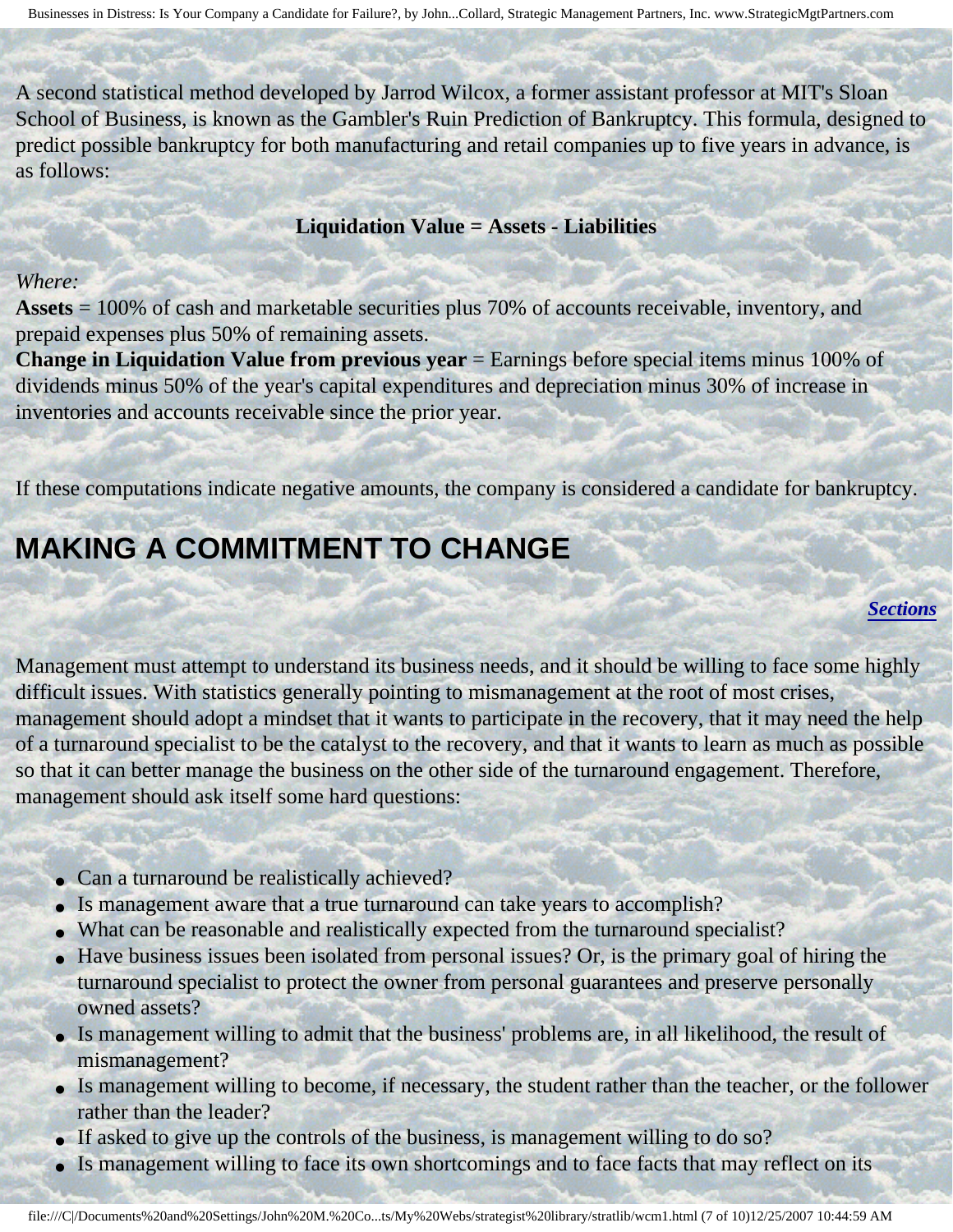A second statistical method developed by Jarrod Wilcox, a former assistant professor at MIT's Sloan School of Business, is known as the Gambler's Ruin Prediction of Bankruptcy. This formula, designed to predict possible bankruptcy for both manufacturing and retail companies up to five years in advance, is as follows:

**Liquidation Value = Assets - Liabilities**

*Where:*
**Assets** = 100% of cash and marketable securities plus 70% of accounts receivable, inventory, and prepaid expenses plus 50% of remaining assets.
**Change in Liquidation Value from previous year** = Earnings before special items minus 100% of dividends minus 50% of the year's capital expenditures and depreciation minus 30% of increase in inventories and accounts receivable since the prior year.

If these computations indicate negative amounts, the company is considered a candidate for bankruptcy.

## MAKING A COMMITMENT TO CHANGE

***Sections***

Management must attempt to understand its business needs, and it should be willing to face some highly difficult issues. With statistics generally pointing to mismanagement at the root of most crises, management should adopt a mindset that it wants to participate in the recovery, that it may need the help of a turnaround specialist to be the catalyst to the recovery, and that it wants to learn as much as possible so that it can better manage the business on the other side of the turnaround engagement. Therefore, management should ask itself some hard questions:

- Can a turnaround be realistically achieved?
- Is management aware that a true turnaround can take years to accomplish?
- What can be reasonable and realistically expected from the turnaround specialist?
- Have business issues been isolated from personal issues? Or, is the primary goal of hiring the turnaround specialist to protect the owner from personal guarantees and preserve personally owned assets?
- Is management willing to admit that the business' problems are, in all likelihood, the result of mismanagement?
- Is management willing to become, if necessary, the student rather than the teacher, or the follower rather than the leader?
- If asked to give up the controls of the business, is management willing to do so?
- Is management willing to face its own shortcomings and to face facts that may reflect on its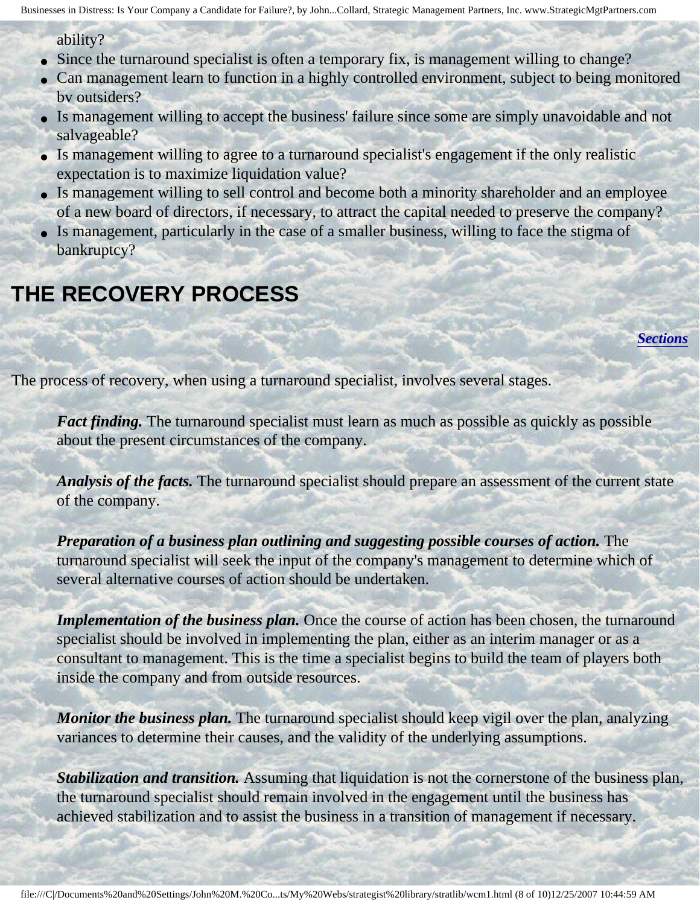ability?

- Since the turnaround specialist is often a temporary fix, is management willing to change?
- Can management learn to function in a highly controlled environment, subject to being monitored bv outsiders?
- Is management willing to accept the business' failure since some are simply unavoidable and not salvageable?
- Is management willing to agree to a turnaround specialist's engagement if the only realistic expectation is to maximize liquidation value?
- Is management willing to sell control and become both a minority shareholder and an employee of a new board of directors, if necessary, to attract the capital needed to preserve the company?
- Is management, particularly in the case of a smaller business, willing to face the stigma of bankruptcy?

## THE RECOVERY PROCESS

***Sections***

The process of recovery, when using a turnaround specialist, involves several stages.

***Fact finding.*** The turnaround specialist must learn as much as possible as quickly as possible about the present circumstances of the company.

***Analysis of the facts.*** The turnaround specialist should prepare an assessment of the current state of the company.

***Preparation of a business plan outlining and suggesting possible courses of action.*** The turnaround specialist will seek the input of the company's management to determine which of several alternative courses of action should be undertaken.

***Implementation of the business plan.*** Once the course of action has been chosen, the turnaround specialist should be involved in implementing the plan, either as an interim manager or as a consultant to management. This is the time a specialist begins to build the team of players both inside the company and from outside resources.

***Monitor the business plan.*** The turnaround specialist should keep vigil over the plan, analyzing variances to determine their causes, and the validity of the underlying assumptions.

***Stabilization and transition.*** Assuming that liquidation is not the cornerstone of the business plan, the turnaround specialist should remain involved in the engagement until the business has achieved stabilization and to assist the business in a transition of management if necessary.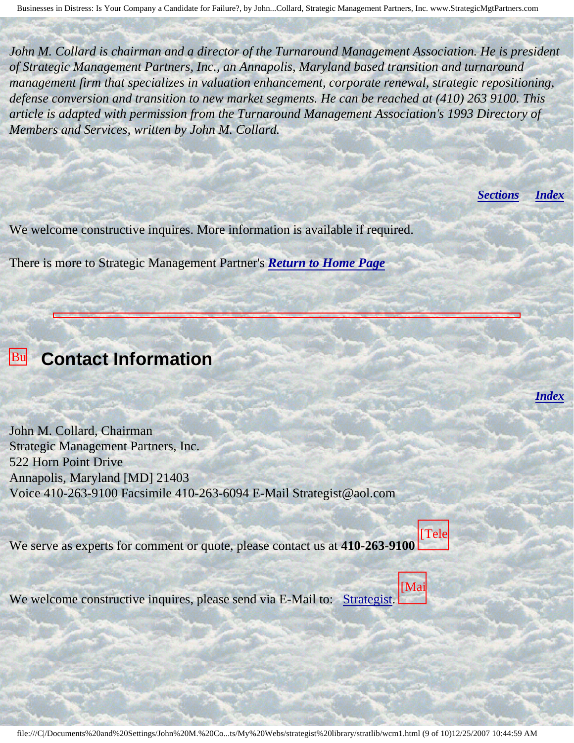*John M. Collard is chairman and a director of the Turnaround Management Association. He is president of Strategic Management Partners, Inc., an Annapolis, Maryland based transition and turnaround management firm that specializes in valuation enhancement, corporate renewal, strategic repositioning, defense conversion and transition to new market segments. He can be reached at (410) 263 9100. This article is adapted with permission from the Turnaround Management Association's 1993 Directory of Members and Services, written by John M. Collard.*

***Sections*** ***Index***

We welcome constructive inquires. More information is available if required.

There is more to Strategic Management Partner's ***Return to Home Page***

---

## Contact Information

***Index***

John M. Collard, Chairman
Strategic Management Partners, Inc.
522 Horn Point Drive
Annapolis, Maryland [MD] 21403
Voice 410-263-9100 Facsimile 410-263-6094 E-Mail Strategist@aol.com

We serve as experts for comment or quote, please contact us at **410-263-9100**

We welcome constructive inquires, please send via E-Mail to: Strategist.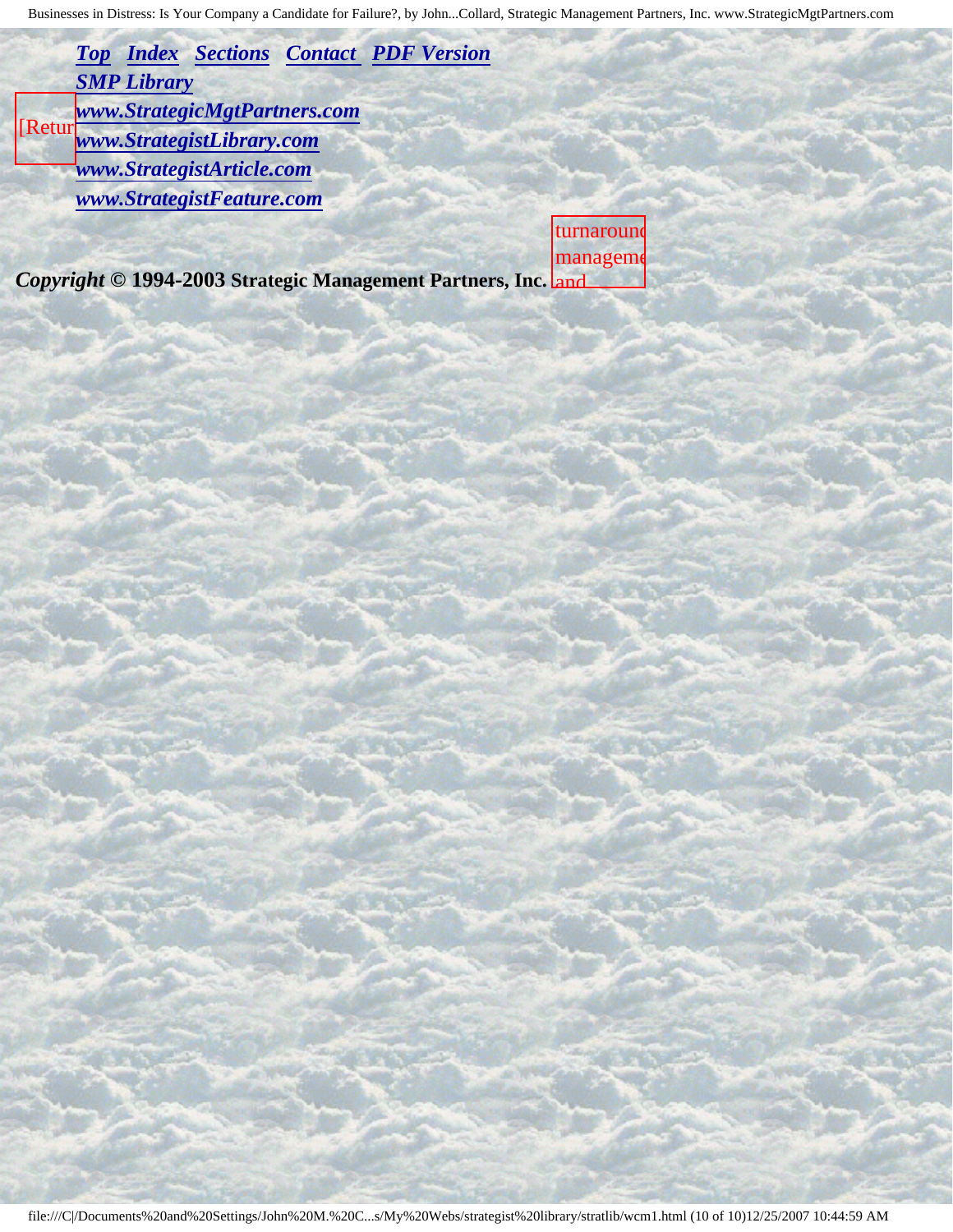*Top* *Index* *Sections* *Contact* *PDF Version*

*SMP Library*

[Retur

*www.StrategicMgtPartners.com*

*www.StrategistLibrary.com*

*www.StrategistArticle.com*

*www.StrategistFeature.com*

turnaround management and

***Copyright*** **© 1994-2003 Strategic Management Partners, Inc.**